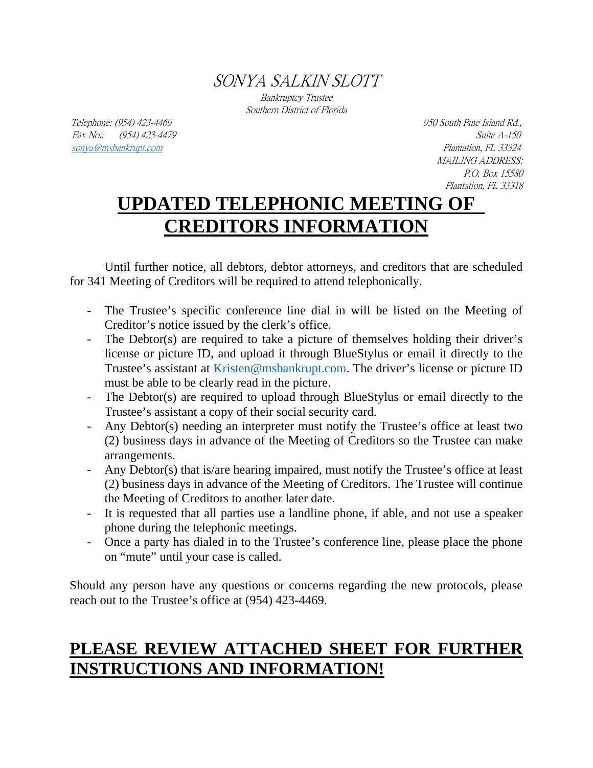*SONYA SALKIN SLOTT*

*Bankruptcy Trustee*
*Southern District of Florida*

*Telephone: (954) 423-4469*
*Fax No.: (954) 423-4479*
*sonya@msbankrupt.com*

*950 South Pine Island Rd.,*
*Suite A-150*
*Plantation, FL 33324*
*MAILING ADDRESS:*
*P.O. Box 15580*
*Plantation, FL 33318*

# UPDATED TELEPHONIC MEETING OF CREDITORS INFORMATION

Until further notice, all debtors, debtor attorneys, and creditors that are scheduled for 341 Meeting of Creditors will be required to attend telephonically.

- The Trustee's specific conference line dial in will be listed on the Meeting of Creditor's notice issued by the clerk's office.
- The Debtor(s) are required to take a picture of themselves holding their driver's license or picture ID, and upload it through BlueStylus or email it directly to the Trustee's assistant at Kristen@msbankrupt.com. The driver's license or picture ID must be able to be clearly read in the picture.
- The Debtor(s) are required to upload through BlueStylus or email directly to the Trustee's assistant a copy of their social security card.
- Any Debtor(s) needing an interpreter must notify the Trustee's office at least two (2) business days in advance of the Meeting of Creditors so the Trustee can make arrangements.
- Any Debtor(s) that is/are hearing impaired, must notify the Trustee's office at least (2) business days in advance of the Meeting of Creditors. The Trustee will continue the Meeting of Creditors to another later date.
- It is requested that all parties use a landline phone, if able, and not use a speaker phone during the telephonic meetings.
- Once a party has dialed in to the Trustee's conference line, please place the phone on "mute" until your case is called.

Should any person have any questions or concerns regarding the new protocols, please reach out to the Trustee's office at (954) 423-4469.

## PLEASE REVIEW ATTACHED SHEET FOR FURTHER INSTRUCTIONS AND INFORMATION!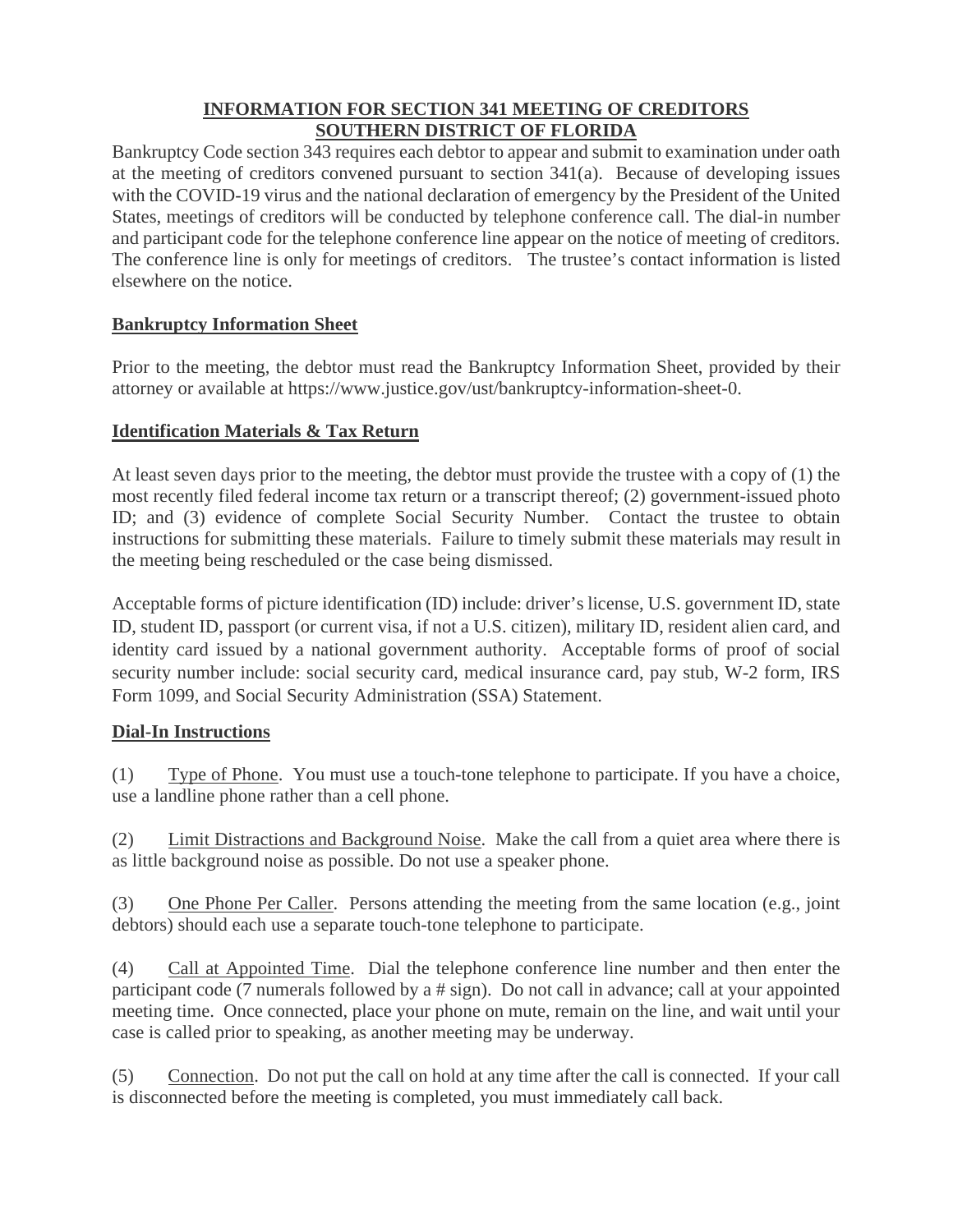# INFORMATION FOR SECTION 341 MEETING OF CREDITORS
# SOUTHERN DISTRICT OF FLORIDA

Bankruptcy Code section 343 requires each debtor to appear and submit to examination under oath at the meeting of creditors convened pursuant to section 341(a). Because of developing issues with the COVID-19 virus and the national declaration of emergency by the President of the United States, meetings of creditors will be conducted by telephone conference call. The dial-in number and participant code for the telephone conference line appear on the notice of meeting of creditors. The conference line is only for meetings of creditors. The trustee's contact information is listed elsewhere on the notice.

## Bankruptcy Information Sheet

Prior to the meeting, the debtor must read the Bankruptcy Information Sheet, provided by their attorney or available at https://www.justice.gov/ust/bankruptcy-information-sheet-0.

## Identification Materials & Tax Return

At least seven days prior to the meeting, the debtor must provide the trustee with a copy of (1) the most recently filed federal income tax return or a transcript thereof; (2) government-issued photo ID; and (3) evidence of complete Social Security Number. Contact the trustee to obtain instructions for submitting these materials. Failure to timely submit these materials may result in the meeting being rescheduled or the case being dismissed.

Acceptable forms of picture identification (ID) include: driver's license, U.S. government ID, state ID, student ID, passport (or current visa, if not a U.S. citizen), military ID, resident alien card, and identity card issued by a national government authority. Acceptable forms of proof of social security number include: social security card, medical insurance card, pay stub, W-2 form, IRS Form 1099, and Social Security Administration (SSA) Statement.

## Dial-In Instructions

(1) Type of Phone. You must use a touch-tone telephone to participate. If you have a choice, use a landline phone rather than a cell phone.

(2) Limit Distractions and Background Noise. Make the call from a quiet area where there is as little background noise as possible. Do not use a speaker phone.

(3) One Phone Per Caller. Persons attending the meeting from the same location (e.g., joint debtors) should each use a separate touch-tone telephone to participate.

(4) Call at Appointed Time. Dial the telephone conference line number and then enter the participant code (7 numerals followed by a # sign). Do not call in advance; call at your appointed meeting time. Once connected, place your phone on mute, remain on the line, and wait until your case is called prior to speaking, as another meeting may be underway.

(5) Connection. Do not put the call on hold at any time after the call is connected. If your call is disconnected before the meeting is completed, you must immediately call back.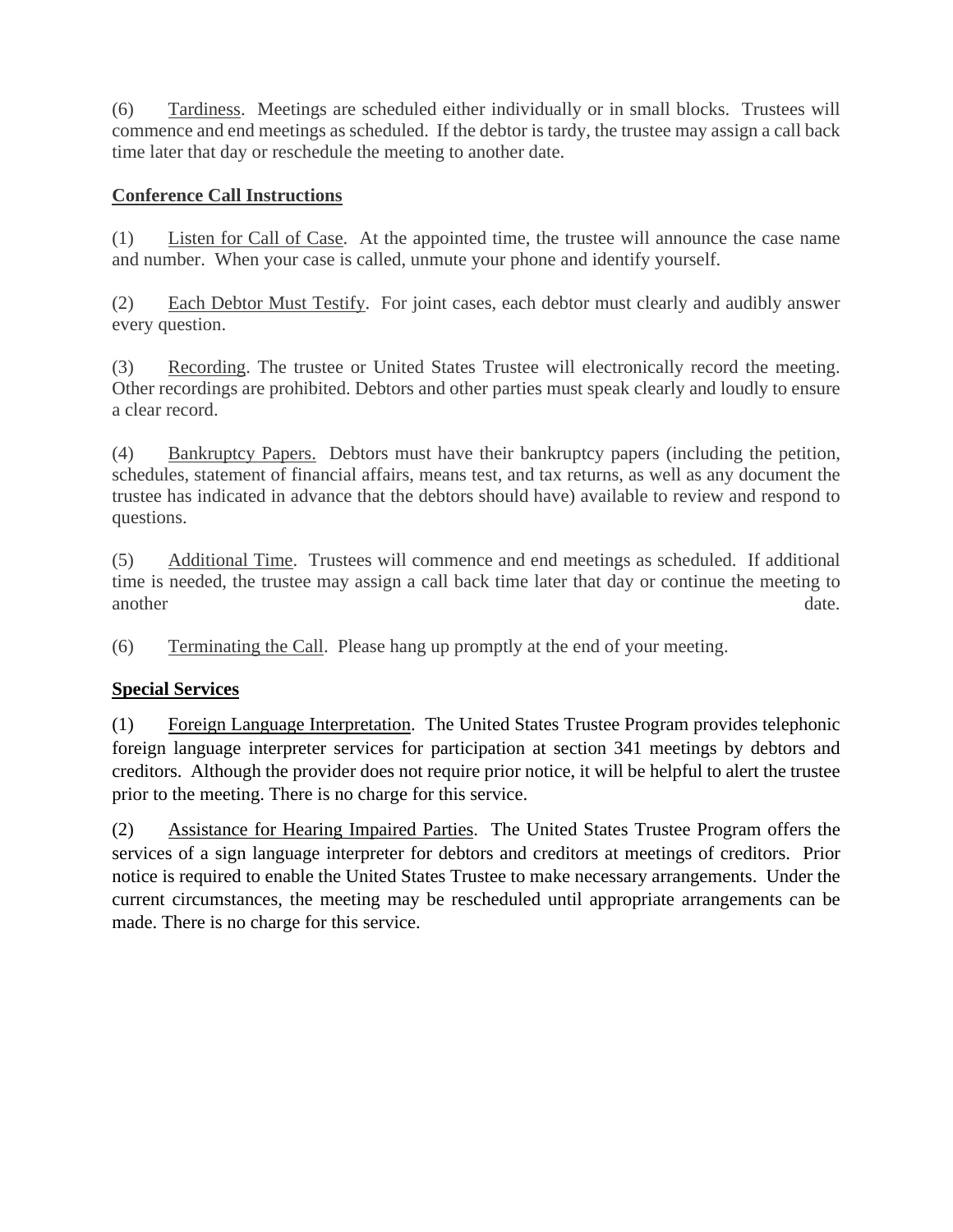(6) Tardiness. Meetings are scheduled either individually or in small blocks. Trustees will commence and end meetings as scheduled. If the debtor is tardy, the trustee may assign a call back time later that day or reschedule the meeting to another date.

**Conference Call Instructions**

(1) Listen for Call of Case. At the appointed time, the trustee will announce the case name and number. When your case is called, unmute your phone and identify yourself.

(2) Each Debtor Must Testify. For joint cases, each debtor must clearly and audibly answer every question.

(3) Recording. The trustee or United States Trustee will electronically record the meeting. Other recordings are prohibited. Debtors and other parties must speak clearly and loudly to ensure a clear record.

(4) Bankruptcy Papers. Debtors must have their bankruptcy papers (including the petition, schedules, statement of financial affairs, means test, and tax returns, as well as any document the trustee has indicated in advance that the debtors should have) available to review and respond to questions.

(5) Additional Time. Trustees will commence and end meetings as scheduled. If additional time is needed, the trustee may assign a call back time later that day or continue the meeting to another date.

(6) Terminating the Call. Please hang up promptly at the end of your meeting.

**Special Services**

(1) Foreign Language Interpretation. The United States Trustee Program provides telephonic foreign language interpreter services for participation at section 341 meetings by debtors and creditors. Although the provider does not require prior notice, it will be helpful to alert the trustee prior to the meeting. There is no charge for this service.

(2) Assistance for Hearing Impaired Parties. The United States Trustee Program offers the services of a sign language interpreter for debtors and creditors at meetings of creditors. Prior notice is required to enable the United States Trustee to make necessary arrangements. Under the current circumstances, the meeting may be rescheduled until appropriate arrangements can be made. There is no charge for this service.